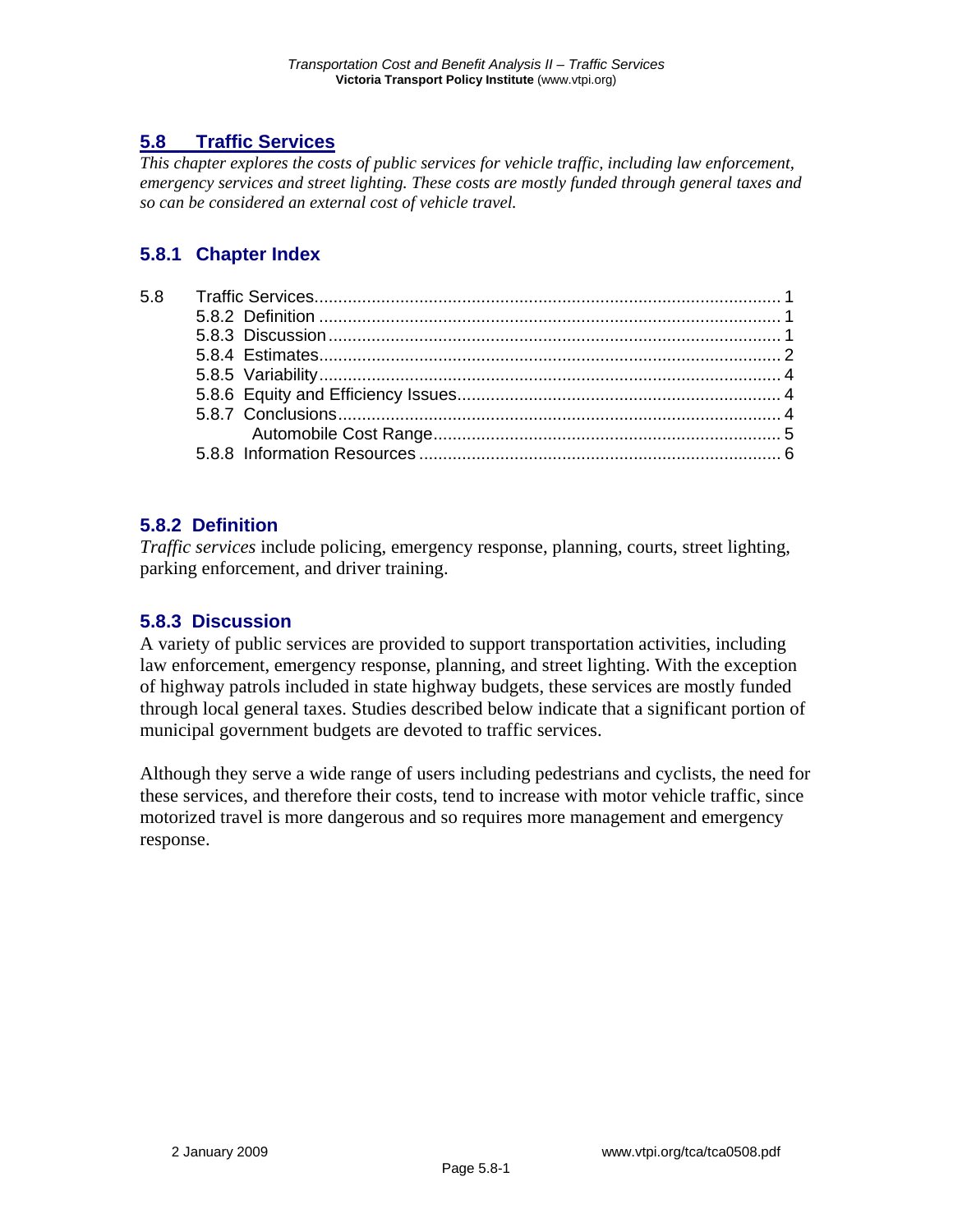# 5.8 Traffic Services

*This chapter explores the costs of public services for vehicle traffic, including law enforcement, emergency services and street lighting. These costs are mostly funded through general taxes and so can be considered an external cost of vehicle travel.*

## 5.8.1 Chapter Index

5.8 Traffic Services ........................................ 1
- 5.8.2 Definition ........................................ 1
- 5.8.3 Discussion ........................................ 1
- 5.8.4 Estimates ........................................ 2
- 5.8.5 Variability ........................................ 4
- 5.8.6 Equity and Efficiency Issues ........................................ 4
- 5.8.7 Conclusions ........................................ 4
  - Automobile Cost Range ........................................ 5
- 5.8.8 Information Resources ........................................ 6

## 5.8.2 Definition

*Traffic services* include policing, emergency response, planning, courts, street lighting, parking enforcement, and driver training.

## 5.8.3 Discussion

A variety of public services are provided to support transportation activities, including law enforcement, emergency response, planning, and street lighting. With the exception of highway patrols included in state highway budgets, these services are mostly funded through local general taxes. Studies described below indicate that a significant portion of municipal government budgets are devoted to traffic services.

Although they serve a wide range of users including pedestrians and cyclists, the need for these services, and therefore their costs, tend to increase with motor vehicle traffic, since motorized travel is more dangerous and so requires more management and emergency response.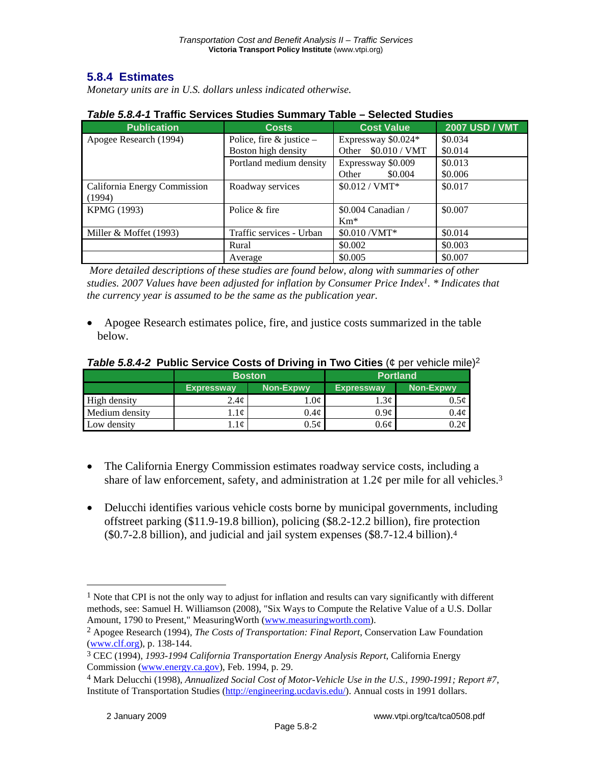## 5.8.4 Estimates

*Monetary units are in U.S. dollars unless indicated otherwise.*

***Table 5.8.4-1*** **Traffic Services Studies Summary Table – Selected Studies**

| Publication | Costs | Cost Value | 2007 USD / VMT |
|---|---|---|---|
| Apogee Research (1994) | Police, fire & justice – Boston high density | Expressway $0.024* Other $0.010 / VMT | $0.034 $0.014 |
| | Portland medium density | Expressway $0.009 Other $0.004 | $0.013 $0.006 |
| California Energy Commission (1994) | Roadway services | $0.012 / VMT* | $0.017 |
| KPMG (1993) | Police & fire | $0.004 Canadian / Km* | $0.007 |
| Miller & Moffet (1993) | Traffic services - Urban | $0.010 /VMT* | $0.014 |
| | Rural | $0.002 | $0.003 |
| | Average | $0.005 | $0.007 |

*More detailed descriptions of these studies are found below, along with summaries of other studies. 2007 Values have been adjusted for inflation by Consumer Price Index[1]. * Indicates that the currency year is assumed to be the same as the publication year.*

- Apogee Research estimates police, fire, and justice costs summarized in the table below.

***Table 5.8.4-2*** **Public Service Costs of Driving in Two Cities** (¢ per vehicle mile)[2]

| | Boston | | Portland | |
|---|---|---|---|---|
| | Expressway | Non-Expwy | Expressway | Non-Expwy |
| High density | 2.4¢ | 1.0¢ | 1.3¢ | 0.5¢ |
| Medium density | 1.1¢ | 0.4¢ | 0.9¢ | 0.4¢ |
| Low density | 1.1¢ | 0.5¢ | 0.6¢ | 0.2¢ |

- The California Energy Commission estimates roadway service costs, including a share of law enforcement, safety, and administration at 1.2¢ per mile for all vehicles.[3]

- Delucchi identifies various vehicle costs borne by municipal governments, including offstreet parking ($11.9-19.8 billion), policing ($8.2-12.2 billion), fire protection ($0.7-2.8 billion), and judicial and jail system expenses ($8.7-12.4 billion).[4]

---

[1] Note that CPI is not the only way to adjust for inflation and results can vary significantly with different methods, see: Samuel H. Williamson (2008), "Six Ways to Compute the Relative Value of a U.S. Dollar Amount, 1790 to Present," MeasuringWorth (www.measuringworth.com).

[2] Apogee Research (1994), *The Costs of Transportation: Final Report*, Conservation Law Foundation (www.clf.org), p. 138-144.

[3] CEC (1994), *1993-1994 California Transportation Energy Analysis Report*, California Energy Commission (www.energy.ca.gov), Feb. 1994, p. 29.

[4] Mark Delucchi (1998), *Annualized Social Cost of Motor-Vehicle Use in the U.S., 1990-1991; Report #7*, Institute of Transportation Studies (http://engineering.ucdavis.edu/). Annual costs in 1991 dollars.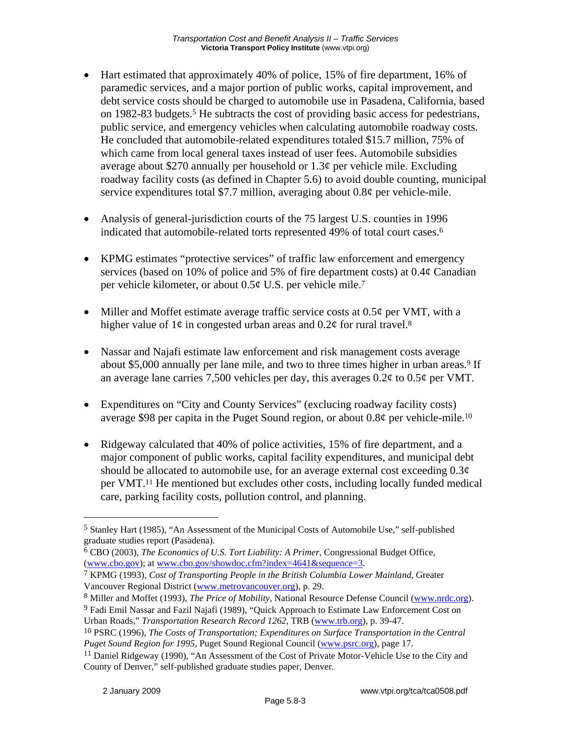- Hart estimated that approximately 40% of police, 15% of fire department, 16% of paramedic services, and a major portion of public works, capital improvement, and debt service costs should be charged to automobile use in Pasadena, California, based on 1982-83 budgets.[5] He subtracts the cost of providing basic access for pedestrians, public service, and emergency vehicles when calculating automobile roadway costs. He concluded that automobile-related expenditures totaled $15.7 million, 75% of which came from local general taxes instead of user fees. Automobile subsidies average about $270 annually per household or 1.3¢ per vehicle mile. Excluding roadway facility costs (as defined in Chapter 5.6) to avoid double counting, municipal service expenditures total $7.7 million, averaging about 0.8¢ per vehicle-mile.

- Analysis of general-jurisdiction courts of the 75 largest U.S. counties in 1996 indicated that automobile-related torts represented 49% of total court cases.[6]

- KPMG estimates "protective services" of traffic law enforcement and emergency services (based on 10% of police and 5% of fire department costs) at 0.4¢ Canadian per vehicle kilometer, or about 0.5¢ U.S. per vehicle mile.[7]

- Miller and Moffet estimate average traffic service costs at 0.5¢ per VMT, with a higher value of 1¢ in congested urban areas and 0.2¢ for rural travel.[8]

- Nassar and Najafi estimate law enforcement and risk management costs average about $5,000 annually per lane mile, and two to three times higher in urban areas.[9] If an average lane carries 7,500 vehicles per day, this averages 0.2¢ to 0.5¢ per VMT.

- Expenditures on "City and County Services" (exclucing roadway facility costs) average $98 per capita in the Puget Sound region, or about 0.8¢ per vehicle-mile.[10]

- Ridgeway calculated that 40% of police activities, 15% of fire department, and a major component of public works, capital facility expenditures, and municipal debt should be allocated to automobile use, for an average external cost exceeding 0.3¢ per VMT.[11] He mentioned but excludes other costs, including locally funded medical care, parking facility costs, pollution control, and planning.

---

[5] Stanley Hart (1985), "An Assessment of the Municipal Costs of Automobile Use," self-published graduate studies report (Pasadena).

[6] CBO (2003), *The Economics of U.S. Tort Liability: A Primer*, Congressional Budget Office, (www.cbo.gov); at www.cbo.gov/showdoc.cfm?index=4641&sequence=3.

[7] KPMG (1993), *Cost of Transporting People in the British Columbia Lower Mainland*, Greater Vancouver Regional District (www.metrovancouver.org), p. 29.

[8] Miller and Moffet (1993), *The Price of Mobility*, National Resource Defense Council (www.nrdc.org).

[9] Fadi Emil Nassar and Fazil Najafi (1989), "Quick Approach to Estimate Law Enforcement Cost on Urban Roads," *Transportation Research Record 1262*, TRB (www.trb.org), p. 39-47.

[10] PSRC (1996), *The Costs of Transportation; Expenditures on Surface Transportation in the Central Puget Sound Region for 1995*, Puget Sound Regional Council (www.psrc.org), page 17.

[11] Daniel Ridgeway (1990), "An Assessment of the Cost of Private Motor-Vehicle Use to the City and County of Denver," self-published graduate studies paper, Denver.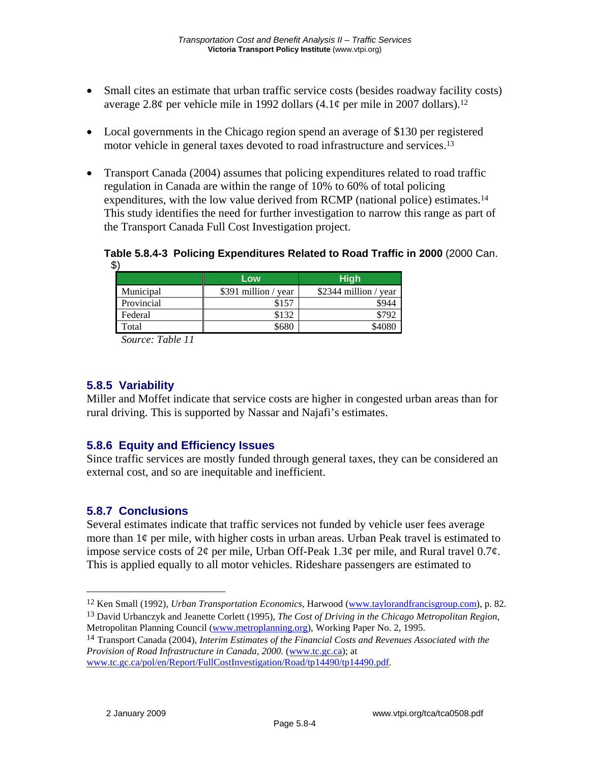- Small cites an estimate that urban traffic service costs (besides roadway facility costs) average 2.8¢ per vehicle mile in 1992 dollars (4.1¢ per mile in 2007 dollars).[12]

- Local governments in the Chicago region spend an average of $130 per registered motor vehicle in general taxes devoted to road infrastructure and services.[13]

- Transport Canada (2004) assumes that policing expenditures related to road traffic regulation in Canada are within the range of 10% to 60% of total policing expenditures, with the low value derived from RCMP (national police) estimates.[14] This study identifies the need for further investigation to narrow this range as part of the Transport Canada Full Cost Investigation project.

**Table 5.8.4-3 Policing Expenditures Related to Road Traffic in 2000** (2000 Can. $)

| | Low | High |
|---|---|---|
| Municipal | $391 million / year | $2344 million / year |
| Provincial | $157 | $944 |
| Federal | $132 | $792 |
| Total | $680 | $4080 |

*Source: Table 11*

## 5.8.5 Variability

Miller and Moffet indicate that service costs are higher in congested urban areas than for rural driving. This is supported by Nassar and Najafi's estimates.

## 5.8.6 Equity and Efficiency Issues

Since traffic services are mostly funded through general taxes, they can be considered an external cost, and so are inequitable and inefficient.

## 5.8.7 Conclusions

Several estimates indicate that traffic services not funded by vehicle user fees average more than 1¢ per mile, with higher costs in urban areas. Urban Peak travel is estimated to impose service costs of 2¢ per mile, Urban Off-Peak 1.3¢ per mile, and Rural travel 0.7¢. This is applied equally to all motor vehicles. Rideshare passengers are estimated to

---

[12] Ken Small (1992), *Urban Transportation Economics*, Harwood (www.taylorandfrancisgroup.com), p. 82.

[13] David Urbanczyk and Jeanette Corlett (1995), *The Cost of Driving in the Chicago Metropolitan Region*, Metropolitan Planning Council (www.metroplanning.org), Working Paper No. 2, 1995.

[14] Transport Canada (2004), *Interim Estimates of the Financial Costs and Revenues Associated with the Provision of Road Infrastructure in Canada, 2000.* (www.tc.gc.ca); at www.tc.gc.ca/pol/en/Report/FullCostInvestigation/Road/tp14490/tp14490.pdf.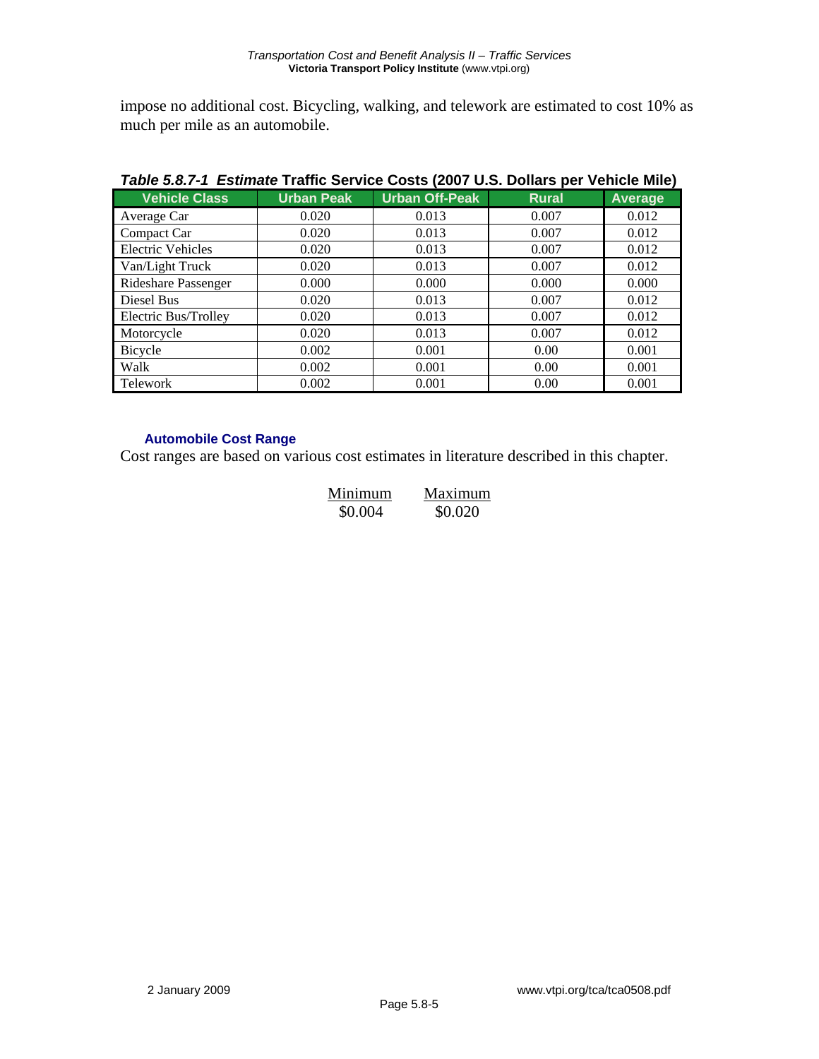impose no additional cost. Bicycling, walking, and telework are estimated to cost 10% as much per mile as an automobile.

***Table 5.8.7-1 Estimate* Traffic Service Costs (2007 U.S. Dollars per Vehicle Mile)**

| Vehicle Class | Urban Peak | Urban Off-Peak | Rural | Average |
|---|---|---|---|---|
| Average Car | 0.020 | 0.013 | 0.007 | 0.012 |
| Compact Car | 0.020 | 0.013 | 0.007 | 0.012 |
| Electric Vehicles | 0.020 | 0.013 | 0.007 | 0.012 |
| Van/Light Truck | 0.020 | 0.013 | 0.007 | 0.012 |
| Rideshare Passenger | 0.000 | 0.000 | 0.000 | 0.000 |
| Diesel Bus | 0.020 | 0.013 | 0.007 | 0.012 |
| Electric Bus/Trolley | 0.020 | 0.013 | 0.007 | 0.012 |
| Motorcycle | 0.020 | 0.013 | 0.007 | 0.012 |
| Bicycle | 0.002 | 0.001 | 0.00 | 0.001 |
| Walk | 0.002 | 0.001 | 0.00 | 0.001 |
| Telework | 0.002 | 0.001 | 0.00 | 0.001 |

### Automobile Cost Range

Cost ranges are based on various cost estimates in literature described in this chapter.

| Minimum | Maximum |
|---|---|
| $0.004 | $0.020 |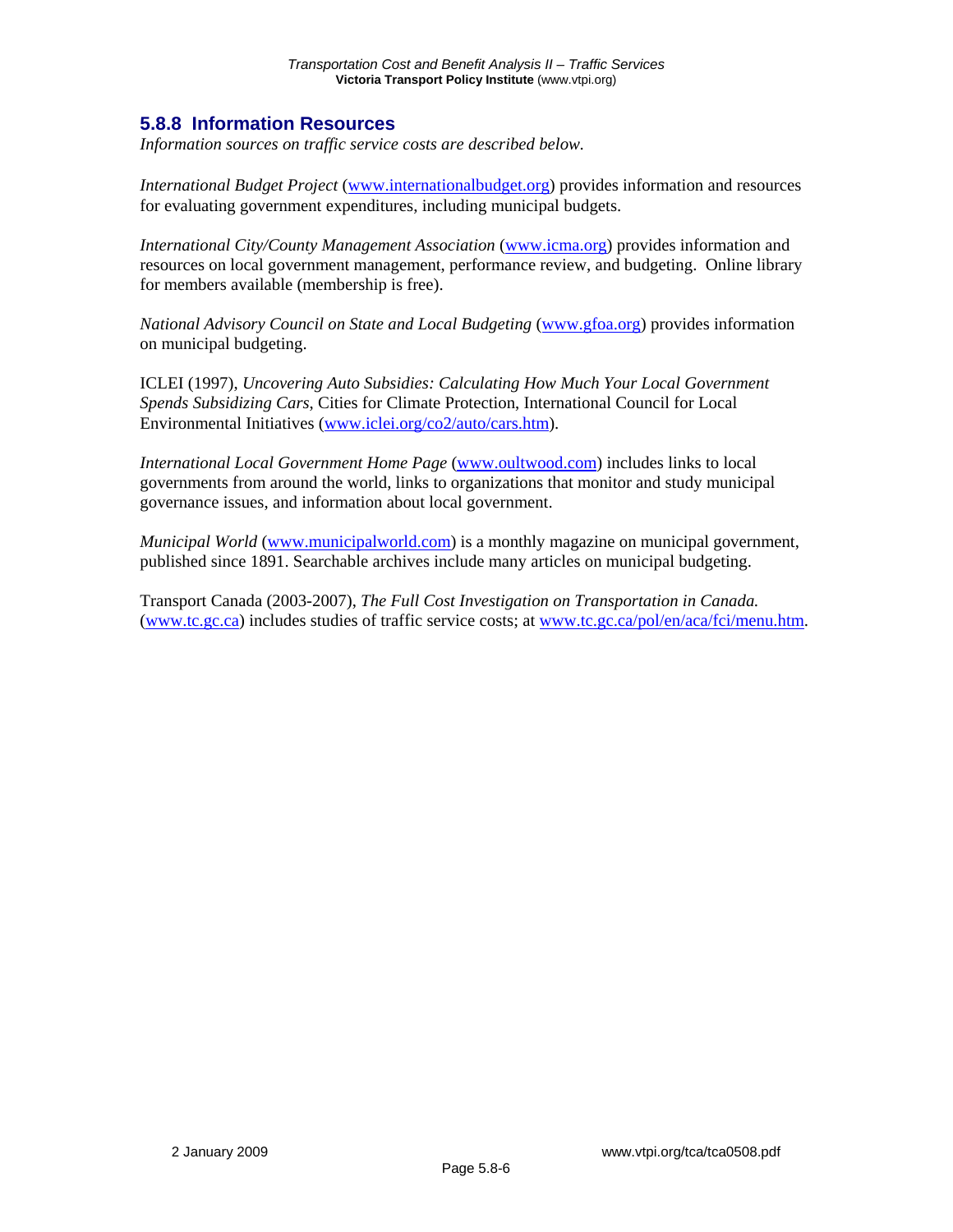## 5.8.8 Information Resources

*Information sources on traffic service costs are described below.*

*International Budget Project* (www.internationalbudget.org) provides information and resources for evaluating government expenditures, including municipal budgets.

*International City/County Management Association* (www.icma.org) provides information and resources on local government management, performance review, and budgeting. Online library for members available (membership is free).

*National Advisory Council on State and Local Budgeting* (www.gfoa.org) provides information on municipal budgeting.

ICLEI (1997), *Uncovering Auto Subsidies: Calculating How Much Your Local Government Spends Subsidizing Cars*, Cities for Climate Protection, International Council for Local Environmental Initiatives (www.iclei.org/co2/auto/cars.htm).

*International Local Government Home Page* (www.oultwood.com) includes links to local governments from around the world, links to organizations that monitor and study municipal governance issues, and information about local government.

*Municipal World* (www.municipalworld.com) is a monthly magazine on municipal government, published since 1891. Searchable archives include many articles on municipal budgeting.

Transport Canada (2003-2007), *The Full Cost Investigation on Transportation in Canada.* (www.tc.gc.ca) includes studies of traffic service costs; at www.tc.gc.ca/pol/en/aca/fci/menu.htm.